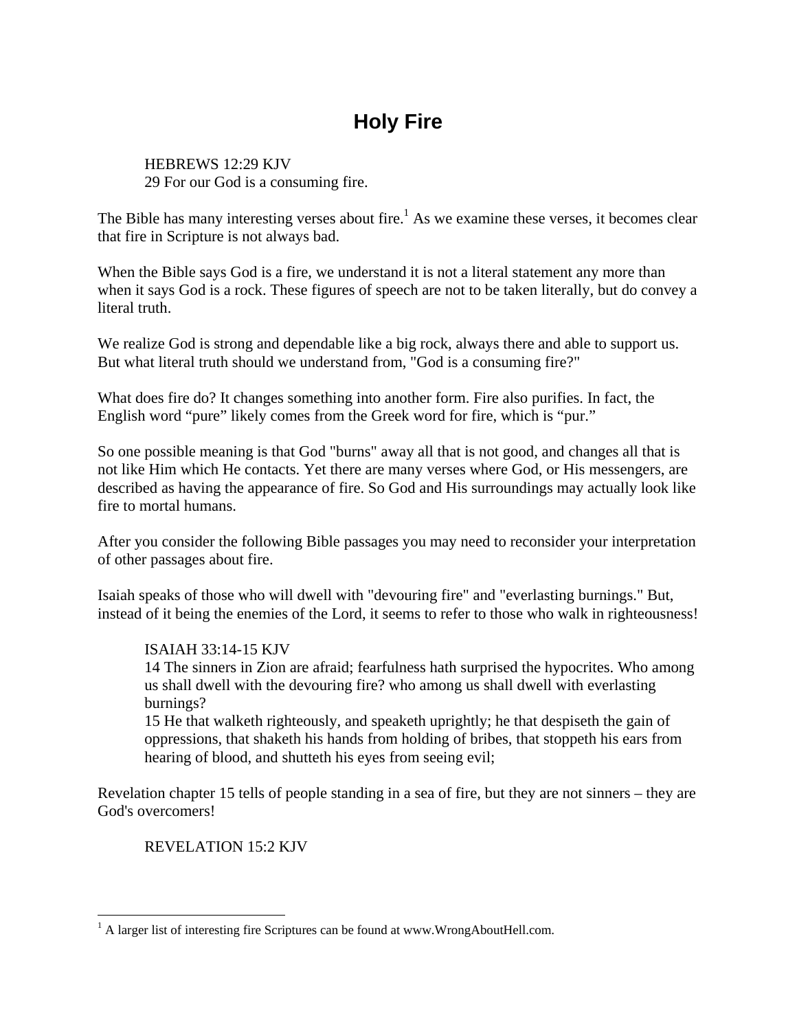# Holy Fire

> HEBREWS 12:29 KJV
> 29 For our God is a consuming fire.

The Bible has many interesting verses about fire.[1] As we examine these verses, it becomes clear that fire in Scripture is not always bad.

When the Bible says God is a fire, we understand it is not a literal statement any more than when it says God is a rock. These figures of speech are not to be taken literally, but do convey a literal truth.

We realize God is strong and dependable like a big rock, always there and able to support us. But what literal truth should we understand from, "God is a consuming fire?"

What does fire do? It changes something into another form. Fire also purifies. In fact, the English word "pure" likely comes from the Greek word for fire, which is "pur."

So one possible meaning is that God "burns" away all that is not good, and changes all that is not like Him which He contacts. Yet there are many verses where God, or His messengers, are described as having the appearance of fire. So God and His surroundings may actually look like fire to mortal humans.

After you consider the following Bible passages you may need to reconsider your interpretation of other passages about fire.

Isaiah speaks of those who will dwell with "devouring fire" and "everlasting burnings." But, instead of it being the enemies of the Lord, it seems to refer to those who walk in righteousness!

> ISAIAH 33:14-15 KJV
> 14 The sinners in Zion are afraid; fearfulness hath surprised the hypocrites. Who among us shall dwell with the devouring fire? who among us shall dwell with everlasting burnings?
> 15 He that walketh righteously, and speaketh uprightly; he that despiseth the gain of oppressions, that shaketh his hands from holding of bribes, that stoppeth his ears from hearing of blood, and shutteth his eyes from seeing evil;

Revelation chapter 15 tells of people standing in a sea of fire, but they are not sinners – they are God's overcomers!

> REVELATION 15:2 KJV

[1] A larger list of interesting fire Scriptures can be found at www.WrongAboutHell.com.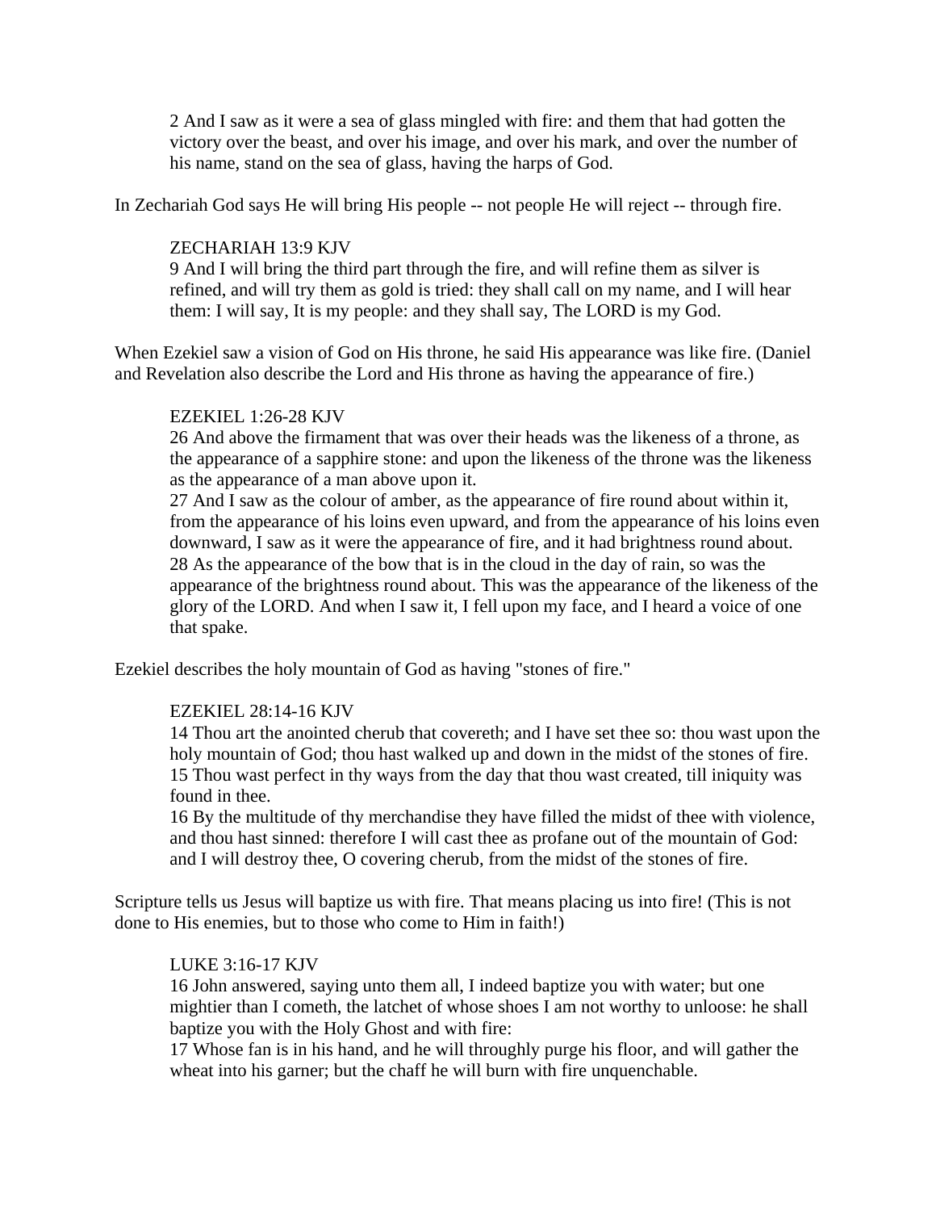> 2 And I saw as it were a sea of glass mingled with fire: and them that had gotten the victory over the beast, and over his image, and over his mark, and over the number of his name, stand on the sea of glass, having the harps of God.

In Zechariah God says He will bring His people -- not people He will reject -- through fire.

> ZECHARIAH 13:9 KJV
> 9 And I will bring the third part through the fire, and will refine them as silver is refined, and will try them as gold is tried: they shall call on my name, and I will hear them: I will say, It is my people: and they shall say, The LORD is my God.

When Ezekiel saw a vision of God on His throne, he said His appearance was like fire. (Daniel and Revelation also describe the Lord and His throne as having the appearance of fire.)

> EZEKIEL 1:26-28 KJV
> 26 And above the firmament that was over their heads was the likeness of a throne, as the appearance of a sapphire stone: and upon the likeness of the throne was the likeness as the appearance of a man above upon it.
> 27 And I saw as the colour of amber, as the appearance of fire round about within it, from the appearance of his loins even upward, and from the appearance of his loins even downward, I saw as it were the appearance of fire, and it had brightness round about.
> 28 As the appearance of the bow that is in the cloud in the day of rain, so was the appearance of the brightness round about. This was the appearance of the likeness of the glory of the LORD. And when I saw it, I fell upon my face, and I heard a voice of one that spake.

Ezekiel describes the holy mountain of God as having "stones of fire."

> EZEKIEL 28:14-16 KJV
> 14 Thou art the anointed cherub that covereth; and I have set thee so: thou wast upon the holy mountain of God; thou hast walked up and down in the midst of the stones of fire.
> 15 Thou wast perfect in thy ways from the day that thou wast created, till iniquity was found in thee.
> 16 By the multitude of thy merchandise they have filled the midst of thee with violence, and thou hast sinned: therefore I will cast thee as profane out of the mountain of God: and I will destroy thee, O covering cherub, from the midst of the stones of fire.

Scripture tells us Jesus will baptize us with fire. That means placing us into fire! (This is not done to His enemies, but to those who come to Him in faith!)

> LUKE 3:16-17 KJV
> 16 John answered, saying unto them all, I indeed baptize you with water; but one mightier than I cometh, the latchet of whose shoes I am not worthy to unloose: he shall baptize you with the Holy Ghost and with fire:
> 17 Whose fan is in his hand, and he will throughly purge his floor, and will gather the wheat into his garner; but the chaff he will burn with fire unquenchable.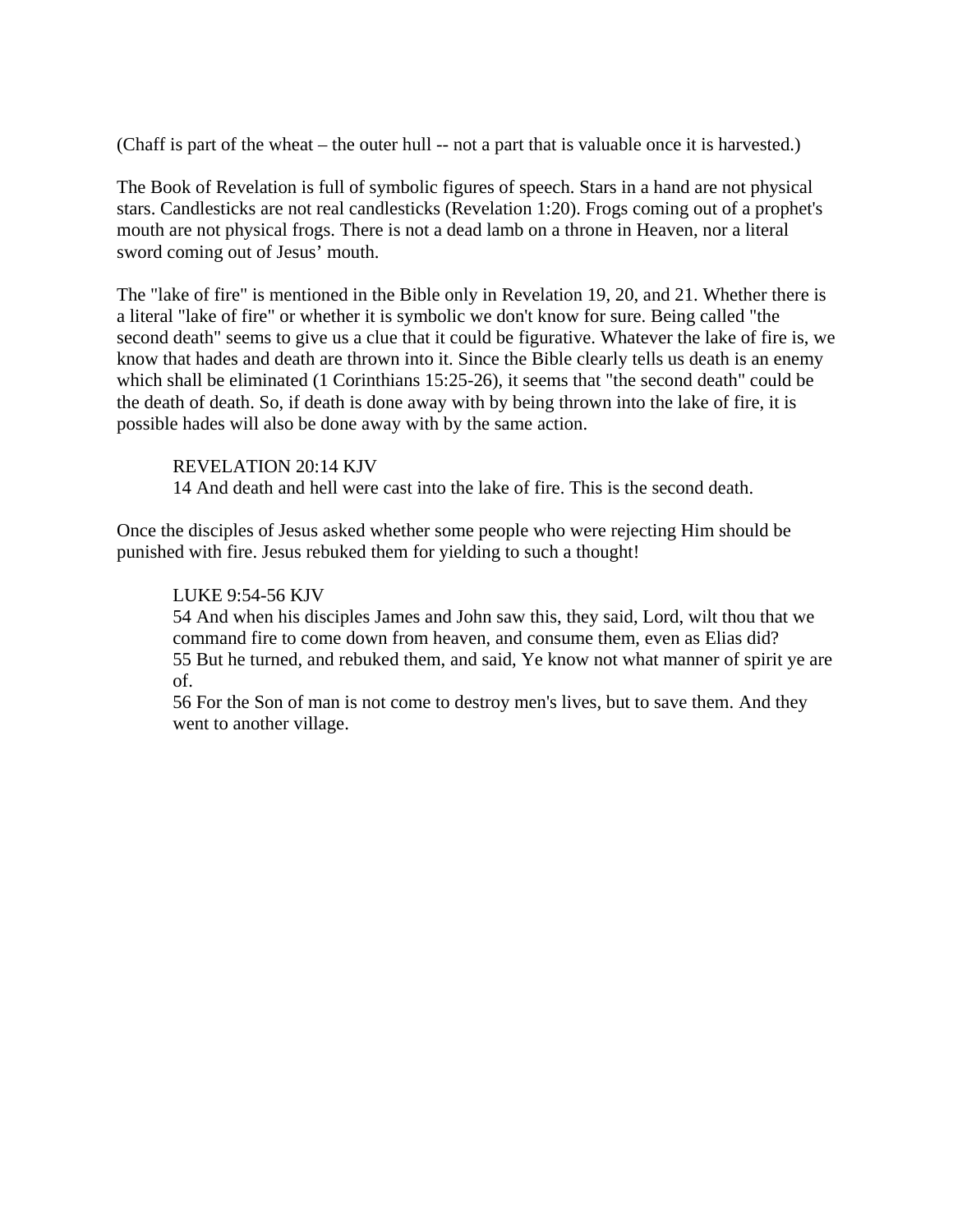(Chaff is part of the wheat – the outer hull -- not a part that is valuable once it is harvested.)

The Book of Revelation is full of symbolic figures of speech. Stars in a hand are not physical stars. Candlesticks are not real candlesticks (Revelation 1:20). Frogs coming out of a prophet's mouth are not physical frogs. There is not a dead lamb on a throne in Heaven, nor a literal sword coming out of Jesus' mouth.

The "lake of fire" is mentioned in the Bible only in Revelation 19, 20, and 21. Whether there is a literal "lake of fire" or whether it is symbolic we don't know for sure. Being called "the second death" seems to give us a clue that it could be figurative. Whatever the lake of fire is, we know that hades and death are thrown into it. Since the Bible clearly tells us death is an enemy which shall be eliminated (1 Corinthians 15:25-26), it seems that "the second death" could be the death of death. So, if death is done away with by being thrown into the lake of fire, it is possible hades will also be done away with by the same action.

> REVELATION 20:14 KJV
> 14 And death and hell were cast into the lake of fire. This is the second death.

Once the disciples of Jesus asked whether some people who were rejecting Him should be punished with fire. Jesus rebuked them for yielding to such a thought!

> LUKE 9:54-56 KJV
> 54 And when his disciples James and John saw this, they said, Lord, wilt thou that we command fire to come down from heaven, and consume them, even as Elias did?
> 55 But he turned, and rebuked them, and said, Ye know not what manner of spirit ye are of.
> 56 For the Son of man is not come to destroy men's lives, but to save them. And they went to another village.